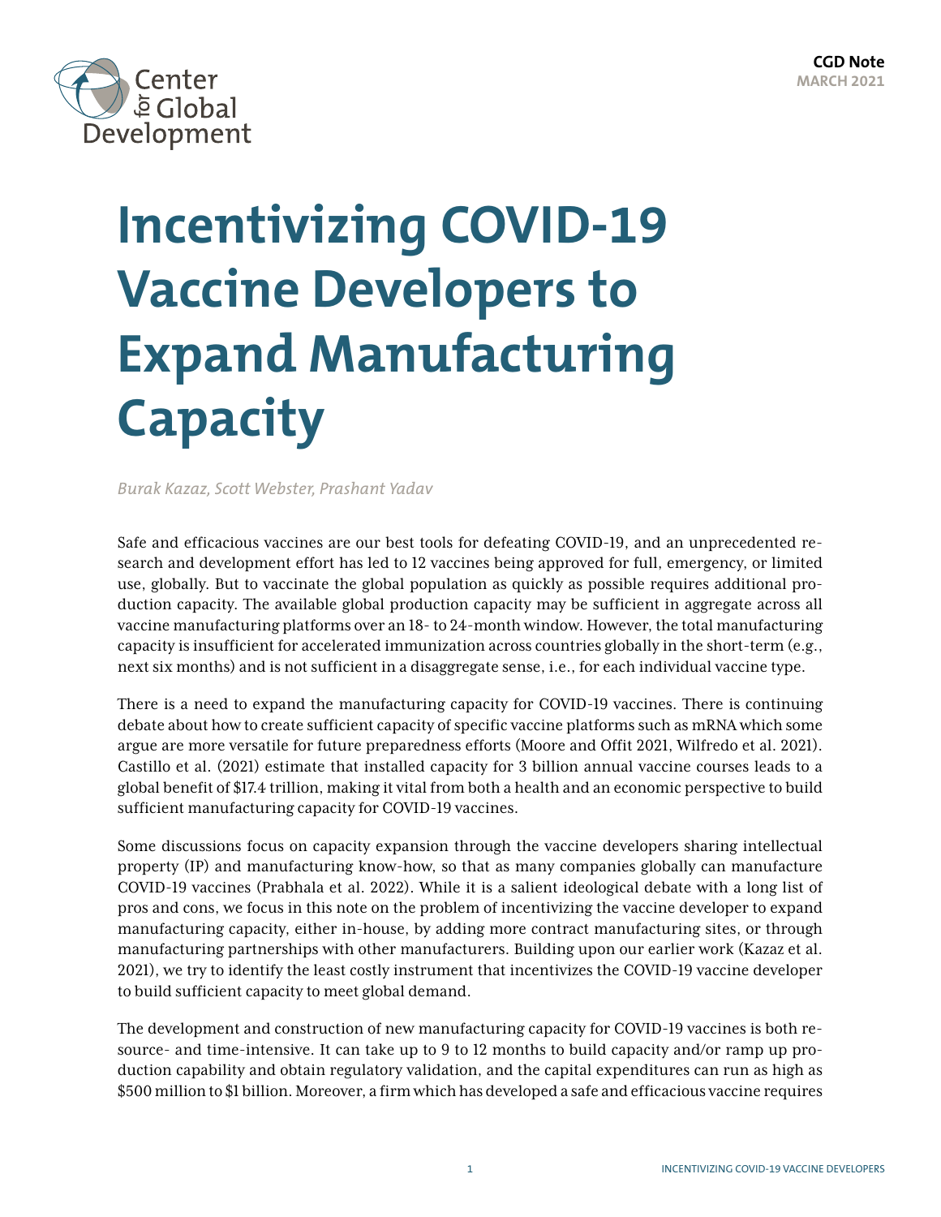Center for Global Development

**CGD Note**
**MARCH 2021**

# Incentivizing COVID-19 Vaccine Developers to Expand Manufacturing Capacity

*Burak Kazaz, Scott Webster, Prashant Yadav*

Safe and efficacious vaccines are our best tools for defeating COVID-19, and an unprecedented research and development effort has led to 12 vaccines being approved for full, emergency, or limited use, globally. But to vaccinate the global population as quickly as possible requires additional production capacity. The available global production capacity may be sufficient in aggregate across all vaccine manufacturing platforms over an 18- to 24-month window. However, the total manufacturing capacity is insufficient for accelerated immunization across countries globally in the short-term (e.g., next six months) and is not sufficient in a disaggregate sense, i.e., for each individual vaccine type.

There is a need to expand the manufacturing capacity for COVID-19 vaccines. There is continuing debate about how to create sufficient capacity of specific vaccine platforms such as mRNA which some argue are more versatile for future preparedness efforts (Moore and Offit 2021, Wilfredo et al. 2021). Castillo et al. (2021) estimate that installed capacity for 3 billion annual vaccine courses leads to a global benefit of $17.4 trillion, making it vital from both a health and an economic perspective to build sufficient manufacturing capacity for COVID-19 vaccines.

Some discussions focus on capacity expansion through the vaccine developers sharing intellectual property (IP) and manufacturing know-how, so that as many companies globally can manufacture COVID-19 vaccines (Prabhala et al. 2022). While it is a salient ideological debate with a long list of pros and cons, we focus in this note on the problem of incentivizing the vaccine developer to expand manufacturing capacity, either in-house, by adding more contract manufacturing sites, or through manufacturing partnerships with other manufacturers. Building upon our earlier work (Kazaz et al. 2021), we try to identify the least costly instrument that incentivizes the COVID-19 vaccine developer to build sufficient capacity to meet global demand.

The development and construction of new manufacturing capacity for COVID-19 vaccines is both resource- and time-intensive. It can take up to 9 to 12 months to build capacity and/or ramp up production capability and obtain regulatory validation, and the capital expenditures can run as high as $500 million to $1 billion. Moreover, a firm which has developed a safe and efficacious vaccine requires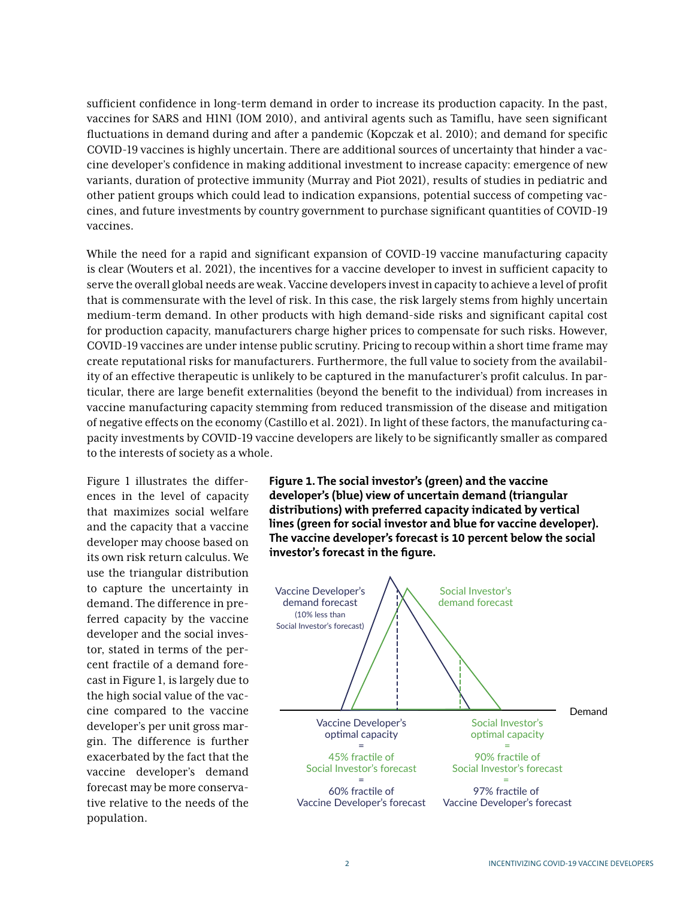sufficient confidence in long-term demand in order to increase its production capacity. In the past, vaccines for SARS and H1N1 (IOM 2010), and antiviral agents such as Tamiflu, have seen significant fluctuations in demand during and after a pandemic (Kopczak et al. 2010); and demand for specific COVID-19 vaccines is highly uncertain. There are additional sources of uncertainty that hinder a vaccine developer's confidence in making additional investment to increase capacity: emergence of new variants, duration of protective immunity (Murray and Piot 2021), results of studies in pediatric and other patient groups which could lead to indication expansions, potential success of competing vaccines, and future investments by country government to purchase significant quantities of COVID-19 vaccines.

While the need for a rapid and significant expansion of COVID-19 vaccine manufacturing capacity is clear (Wouters et al. 2021), the incentives for a vaccine developer to invest in sufficient capacity to serve the overall global needs are weak. Vaccine developers invest in capacity to achieve a level of profit that is commensurate with the level of risk. In this case, the risk largely stems from highly uncertain medium-term demand. In other products with high demand-side risks and significant capital cost for production capacity, manufacturers charge higher prices to compensate for such risks. However, COVID-19 vaccines are under intense public scrutiny. Pricing to recoup within a short time frame may create reputational risks for manufacturers. Furthermore, the full value to society from the availability of an effective therapeutic is unlikely to be captured in the manufacturer's profit calculus. In particular, there are large benefit externalities (beyond the benefit to the individual) from increases in vaccine manufacturing capacity stemming from reduced transmission of the disease and mitigation of negative effects on the economy (Castillo et al. 2021). In light of these factors, the manufacturing capacity investments by COVID-19 vaccine developers are likely to be significantly smaller as compared to the interests of society as a whole.

Figure 1 illustrates the differences in the level of capacity that maximizes social welfare and the capacity that a vaccine developer may choose based on its own risk return calculus. We use the triangular distribution to capture the uncertainty in demand. The difference in preferred capacity by the vaccine developer and the social investor, stated in terms of the percent fractile of a demand forecast in Figure 1, is largely due to the high social value of the vaccine compared to the vaccine developer's per unit gross margin. The difference is further exacerbated by the fact that the vaccine developer's demand forecast may be more conservative relative to the needs of the population.

**Figure 1. The social investor's (green) and the vaccine developer's (blue) view of uncertain demand (triangular distributions) with preferred capacity indicated by vertical lines (green for social investor and blue for vaccine developer). The vaccine developer's forecast is 10 percent below the social investor's forecast in the figure.**

Vaccine Developer's demand forecast (10% less than Social Investor's forecast)

Social Investor's demand forecast

Demand

Vaccine Developer's optimal capacity = 45% fractile of Social Investor's forecast = 60% fractile of Vaccine Developer's forecast

Social Investor's optimal capacity = 90% fractile of Social Investor's forecast = 97% fractile of Vaccine Developer's forecast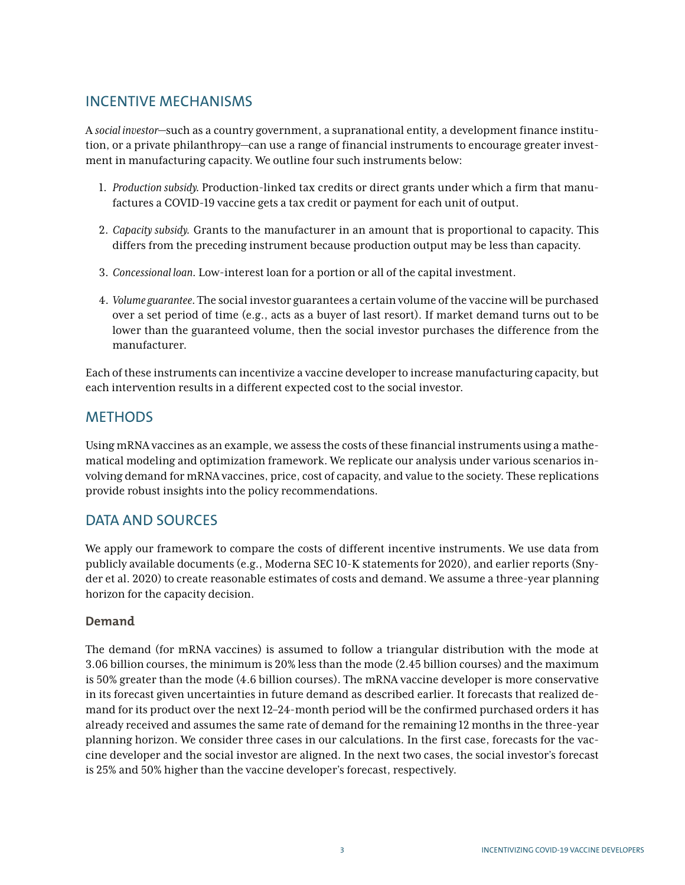## INCENTIVE MECHANISMS

A *social investor*—such as a country government, a supranational entity, a development finance institution, or a private philanthropy—can use a range of financial instruments to encourage greater investment in manufacturing capacity. We outline four such instruments below:

1. *Production subsidy.* Production-linked tax credits or direct grants under which a firm that manufactures a COVID-19 vaccine gets a tax credit or payment for each unit of output.
2. *Capacity subsidy.* Grants to the manufacturer in an amount that is proportional to capacity. This differs from the preceding instrument because production output may be less than capacity.
3. *Concessional loan.* Low-interest loan for a portion or all of the capital investment.
4. *Volume guarantee.* The social investor guarantees a certain volume of the vaccine will be purchased over a set period of time (e.g., acts as a buyer of last resort). If market demand turns out to be lower than the guaranteed volume, then the social investor purchases the difference from the manufacturer.

Each of these instruments can incentivize a vaccine developer to increase manufacturing capacity, but each intervention results in a different expected cost to the social investor.

## METHODS

Using mRNA vaccines as an example, we assess the costs of these financial instruments using a mathematical modeling and optimization framework. We replicate our analysis under various scenarios involving demand for mRNA vaccines, price, cost of capacity, and value to the society. These replications provide robust insights into the policy recommendations.

## DATA AND SOURCES

We apply our framework to compare the costs of different incentive instruments. We use data from publicly available documents (e.g., Moderna SEC 10-K statements for 2020), and earlier reports (Snyder et al. 2020) to create reasonable estimates of costs and demand. We assume a three-year planning horizon for the capacity decision.

### Demand

The demand (for mRNA vaccines) is assumed to follow a triangular distribution with the mode at 3.06 billion courses, the minimum is 20% less than the mode (2.45 billion courses) and the maximum is 50% greater than the mode (4.6 billion courses). The mRNA vaccine developer is more conservative in its forecast given uncertainties in future demand as described earlier. It forecasts that realized demand for its product over the next 12–24-month period will be the confirmed purchased orders it has already received and assumes the same rate of demand for the remaining 12 months in the three-year planning horizon. We consider three cases in our calculations. In the first case, forecasts for the vaccine developer and the social investor are aligned. In the next two cases, the social investor's forecast is 25% and 50% higher than the vaccine developer's forecast, respectively.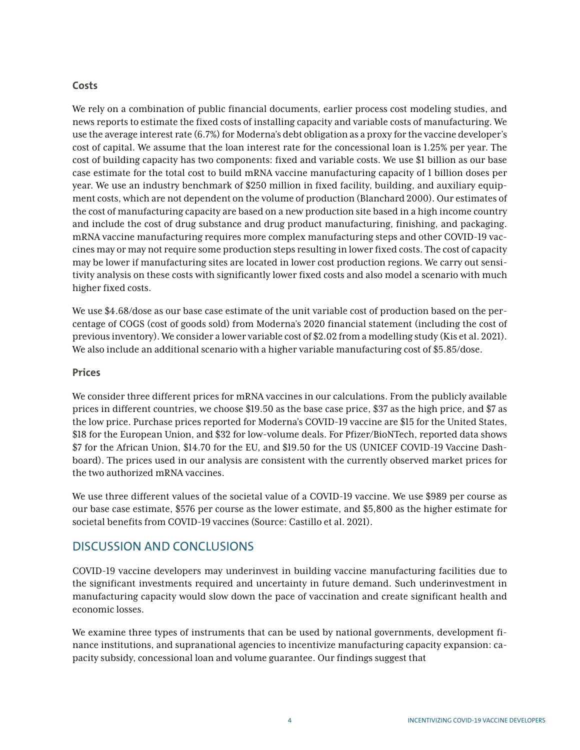### Costs

We rely on a combination of public financial documents, earlier process cost modeling studies, and news reports to estimate the fixed costs of installing capacity and variable costs of manufacturing. We use the average interest rate (6.7%) for Moderna's debt obligation as a proxy for the vaccine developer's cost of capital. We assume that the loan interest rate for the concessional loan is 1.25% per year. The cost of building capacity has two components: fixed and variable costs. We use $1 billion as our base case estimate for the total cost to build mRNA vaccine manufacturing capacity of 1 billion doses per year. We use an industry benchmark of $250 million in fixed facility, building, and auxiliary equipment costs, which are not dependent on the volume of production (Blanchard 2000). Our estimates of the cost of manufacturing capacity are based on a new production site based in a high income country and include the cost of drug substance and drug product manufacturing, finishing, and packaging. mRNA vaccine manufacturing requires more complex manufacturing steps and other COVID-19 vaccines may or may not require some production steps resulting in lower fixed costs. The cost of capacity may be lower if manufacturing sites are located in lower cost production regions. We carry out sensitivity analysis on these costs with significantly lower fixed costs and also model a scenario with much higher fixed costs.

We use $4.68/dose as our base case estimate of the unit variable cost of production based on the percentage of COGS (cost of goods sold) from Moderna's 2020 financial statement (including the cost of previous inventory). We consider a lower variable cost of $2.02 from a modelling study (Kis et al. 2021). We also include an additional scenario with a higher variable manufacturing cost of $5.85/dose.

### Prices

We consider three different prices for mRNA vaccines in our calculations. From the publicly available prices in different countries, we choose $19.50 as the base case price, $37 as the high price, and $7 as the low price. Purchase prices reported for Moderna's COVID-19 vaccine are $15 for the United States, $18 for the European Union, and $32 for low-volume deals. For Pfizer/BioNTech, reported data shows $7 for the African Union, $14.70 for the EU, and $19.50 for the US (UNICEF COVID-19 Vaccine Dashboard). The prices used in our analysis are consistent with the currently observed market prices for the two authorized mRNA vaccines.

We use three different values of the societal value of a COVID-19 vaccine. We use $989 per course as our base case estimate, $576 per course as the lower estimate, and $5,800 as the higher estimate for societal benefits from COVID-19 vaccines (Source: Castillo et al. 2021).

## DISCUSSION AND CONCLUSIONS

COVID-19 vaccine developers may underinvest in building vaccine manufacturing facilities due to the significant investments required and uncertainty in future demand. Such underinvestment in manufacturing capacity would slow down the pace of vaccination and create significant health and economic losses.

We examine three types of instruments that can be used by national governments, development finance institutions, and supranational agencies to incentivize manufacturing capacity expansion: capacity subsidy, concessional loan and volume guarantee. Our findings suggest that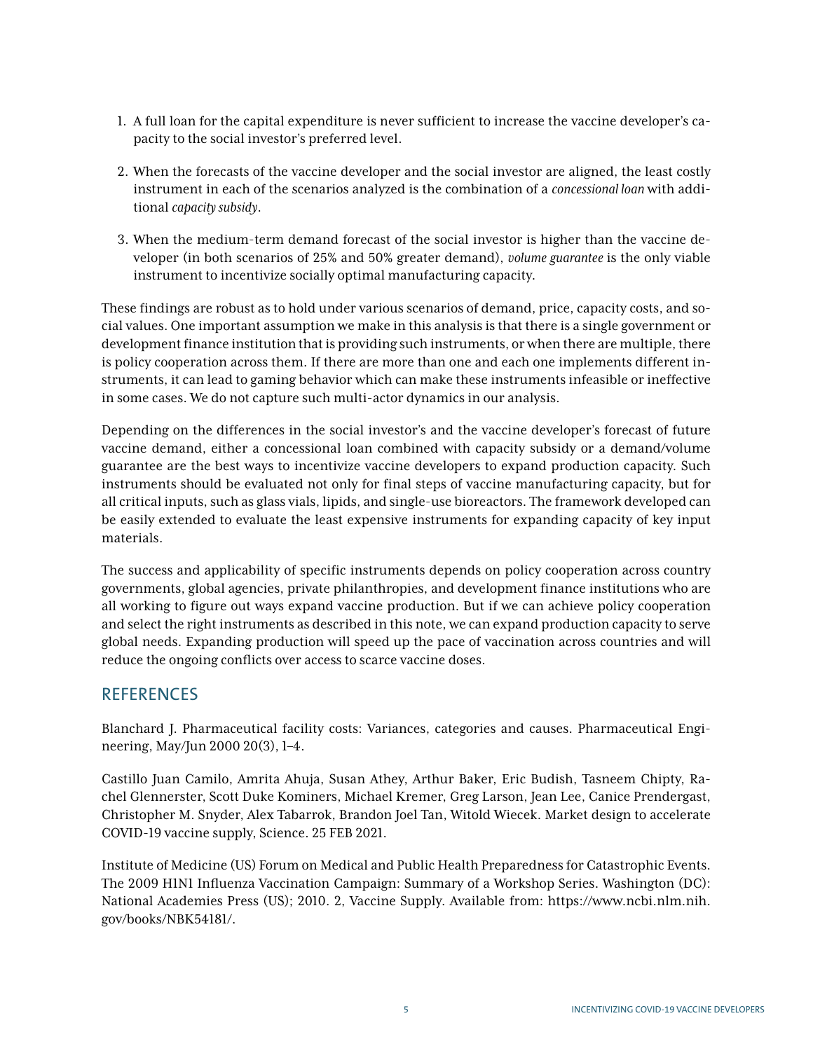1. A full loan for the capital expenditure is never sufficient to increase the vaccine developer's capacity to the social investor's preferred level.

2. When the forecasts of the vaccine developer and the social investor are aligned, the least costly instrument in each of the scenarios analyzed is the combination of a *concessional loan* with additional *capacity subsidy*.

3. When the medium-term demand forecast of the social investor is higher than the vaccine developer (in both scenarios of 25% and 50% greater demand), *volume guarantee* is the only viable instrument to incentivize socially optimal manufacturing capacity.

These findings are robust as to hold under various scenarios of demand, price, capacity costs, and social values. One important assumption we make in this analysis is that there is a single government or development finance institution that is providing such instruments, or when there are multiple, there is policy cooperation across them. If there are more than one and each one implements different instruments, it can lead to gaming behavior which can make these instruments infeasible or ineffective in some cases. We do not capture such multi-actor dynamics in our analysis.

Depending on the differences in the social investor's and the vaccine developer's forecast of future vaccine demand, either a concessional loan combined with capacity subsidy or a demand/volume guarantee are the best ways to incentivize vaccine developers to expand production capacity. Such instruments should be evaluated not only for final steps of vaccine manufacturing capacity, but for all critical inputs, such as glass vials, lipids, and single-use bioreactors. The framework developed can be easily extended to evaluate the least expensive instruments for expanding capacity of key input materials.

The success and applicability of specific instruments depends on policy cooperation across country governments, global agencies, private philanthropies, and development finance institutions who are all working to figure out ways expand vaccine production. But if we can achieve policy cooperation and select the right instruments as described in this note, we can expand production capacity to serve global needs. Expanding production will speed up the pace of vaccination across countries and will reduce the ongoing conflicts over access to scarce vaccine doses.

## REFERENCES

Blanchard J. Pharmaceutical facility costs: Variances, categories and causes. Pharmaceutical Engineering, May/Jun 2000 20(3), 1–4.

Castillo Juan Camilo, Amrita Ahuja, Susan Athey, Arthur Baker, Eric Budish, Tasneem Chipty, Rachel Glennerster, Scott Duke Kominers, Michael Kremer, Greg Larson, Jean Lee, Canice Prendergast, Christopher M. Snyder, Alex Tabarrok, Brandon Joel Tan, Witold Wiecek. Market design to accelerate COVID-19 vaccine supply, Science. 25 FEB 2021.

Institute of Medicine (US) Forum on Medical and Public Health Preparedness for Catastrophic Events. The 2009 H1N1 Influenza Vaccination Campaign: Summary of a Workshop Series. Washington (DC): National Academies Press (US); 2010. 2, Vaccine Supply. Available from: https://www.ncbi.nlm.nih.gov/books/NBK54181/.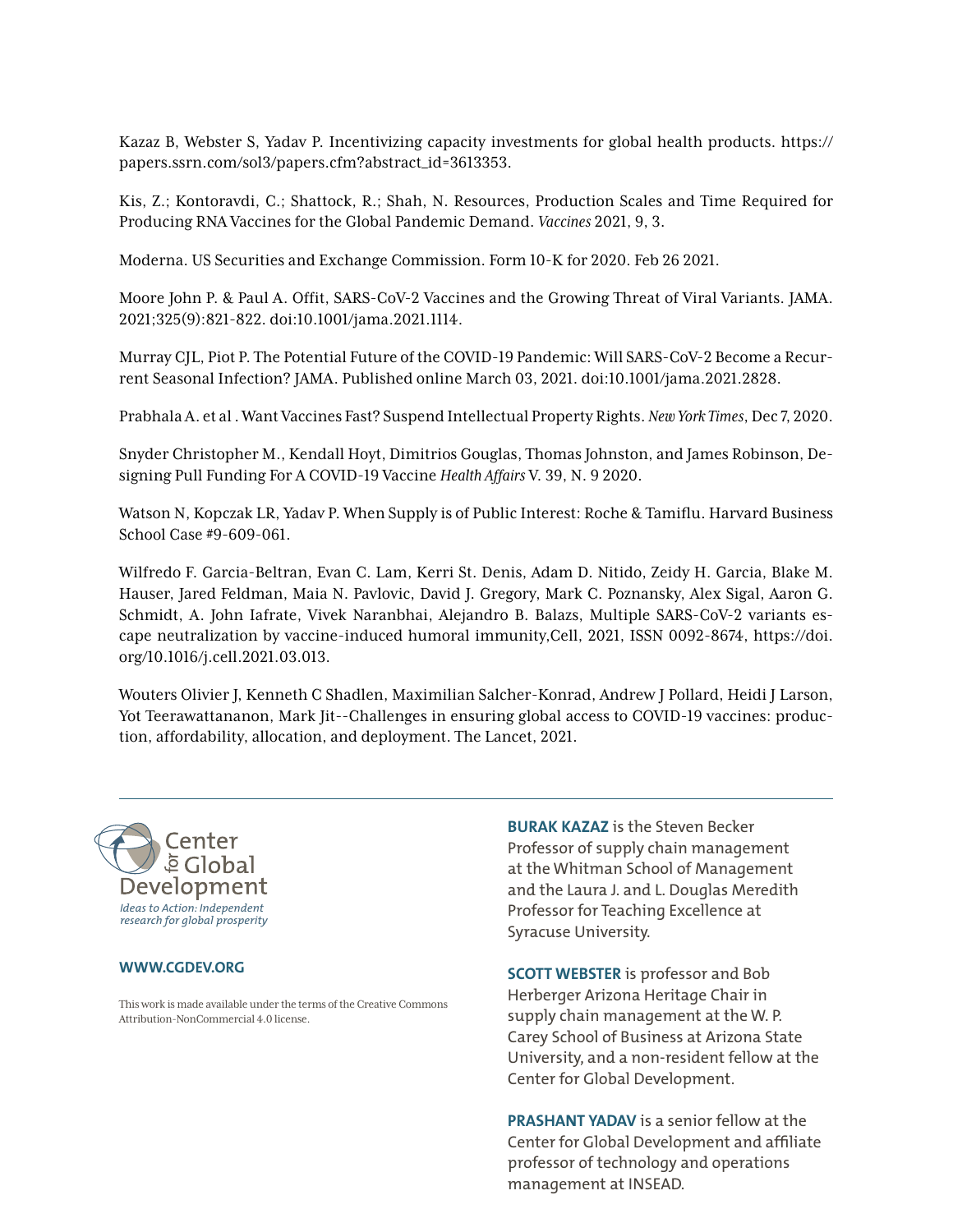Kazaz B, Webster S, Yadav P. Incentivizing capacity investments for global health products. https://papers.ssrn.com/sol3/papers.cfm?abstract_id=3613353.

Kis, Z.; Kontoravdi, C.; Shattock, R.; Shah, N. Resources, Production Scales and Time Required for Producing RNA Vaccines for the Global Pandemic Demand. *Vaccines* 2021, 9, 3.

Moderna. US Securities and Exchange Commission. Form 10-K for 2020. Feb 26 2021.

Moore John P. & Paul A. Offit, SARS-CoV-2 Vaccines and the Growing Threat of Viral Variants. JAMA. 2021;325(9):821-822. doi:10.1001/jama.2021.1114.

Murray CJL, Piot P. The Potential Future of the COVID-19 Pandemic: Will SARS-CoV-2 Become a Recurrent Seasonal Infection? JAMA. Published online March 03, 2021. doi:10.1001/jama.2021.2828.

Prabhala A. et al . Want Vaccines Fast? Suspend Intellectual Property Rights. *New York Times*, Dec 7, 2020.

Snyder Christopher M., Kendall Hoyt, Dimitrios Gouglas, Thomas Johnston, and James Robinson, Designing Pull Funding For A COVID-19 Vaccine *Health Affairs* V. 39, N. 9 2020.

Watson N, Kopczak LR, Yadav P. When Supply is of Public Interest: Roche & Tamiflu. Harvard Business School Case #9-609-061.

Wilfredo F. Garcia-Beltran, Evan C. Lam, Kerri St. Denis, Adam D. Nitido, Zeidy H. Garcia, Blake M. Hauser, Jared Feldman, Maia N. Pavlovic, David J. Gregory, Mark C. Poznansky, Alex Sigal, Aaron G. Schmidt, A. John Iafrate, Vivek Naranbhai, Alejandro B. Balazs, Multiple SARS-CoV-2 variants escape neutralization by vaccine-induced humoral immunity,Cell, 2021, ISSN 0092-8674, https://doi.org/10.1016/j.cell.2021.03.013.

Wouters Olivier J, Kenneth C Shadlen, Maximilian Salcher-Konrad, Andrew J Pollard, Heidi J Larson, Yot Teerawattananon, Mark Jit--Challenges in ensuring global access to COVID-19 vaccines: production, affordability, allocation, and deployment. The Lancet, 2021.

---

Center for Global Development

*Ideas to Action: Independent research for global prosperity*

**WWW.CGDEV.ORG**

This work is made available under the terms of the Creative Commons Attribution-NonCommercial 4.0 license.

**BURAK KAZAZ** is the Steven Becker Professor of supply chain management at the Whitman School of Management and the Laura J. and L. Douglas Meredith Professor for Teaching Excellence at Syracuse University.

**SCOTT WEBSTER** is professor and Bob Herberger Arizona Heritage Chair in supply chain management at the W. P. Carey School of Business at Arizona State University, and a non-resident fellow at the Center for Global Development.

**PRASHANT YADAV** is a senior fellow at the Center for Global Development and affiliate professor of technology and operations management at INSEAD.